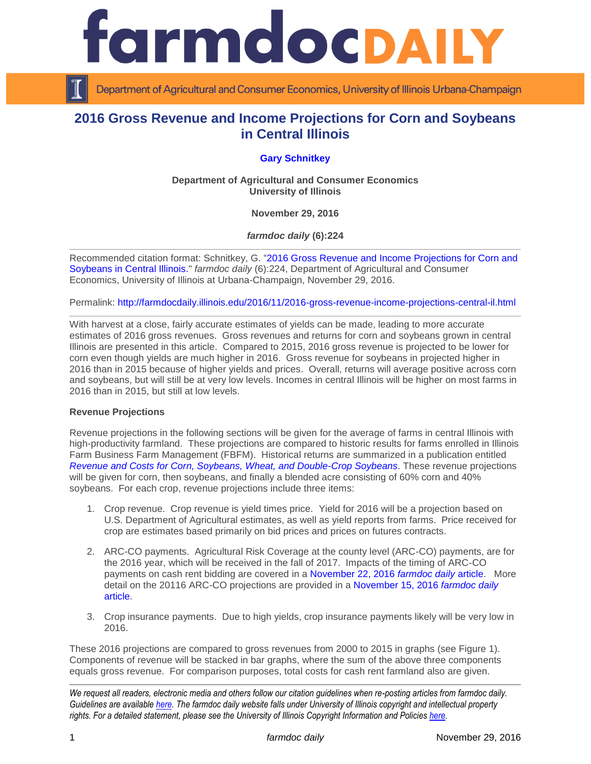# 2016 Gross Revenue and Income Projections for Corn and Soybeans in Central Illinois

**Gary Schnitkey**

**Department of Agricultural and Consumer Economics**
**University of Illinois**

**November 29, 2016**

***farmdoc daily* (6):224**

Recommended citation format: Schnitkey, G. "2016 Gross Revenue and Income Projections for Corn and Soybeans in Central Illinois." *farmdoc daily* (6):224, Department of Agricultural and Consumer Economics, University of Illinois at Urbana-Champaign, November 29, 2016.

Permalink: http://farmdocdaily.illinois.edu/2016/11/2016-gross-revenue-income-projections-central-il.html

---

With harvest at a close, fairly accurate estimates of yields can be made, leading to more accurate estimates of 2016 gross revenues. Gross revenues and returns for corn and soybeans grown in central Illinois are presented in this article. Compared to 2015, 2016 gross revenue is projected to be lower for corn even though yields are much higher in 2016. Gross revenue for soybeans in projected higher in 2016 than in 2015 because of higher yields and prices. Overall, returns will average positive across corn and soybeans, but will still be at very low levels. Incomes in central Illinois will be higher on most farms in 2016 than in 2015, but still at low levels.

**Revenue Projections**

Revenue projections in the following sections will be given for the average of farms in central Illinois with high-productivity farmland. These projections are compared to historic results for farms enrolled in Illinois Farm Business Farm Management (FBFM). Historical returns are summarized in a publication entitled *Revenue and Costs for Corn, Soybeans, Wheat, and Double-Crop Soybeans*. These revenue projections will be given for corn, then soybeans, and finally a blended acre consisting of 60% corn and 40% soybeans. For each crop, revenue projections include three items:

1. Crop revenue. Crop revenue is yield times price. Yield for 2016 will be a projection based on U.S. Department of Agricultural estimates, as well as yield reports from farms. Price received for crop are estimates based primarily on bid prices and prices on futures contracts.

2. ARC-CO payments. Agricultural Risk Coverage at the county level (ARC-CO) payments, are for the 2016 year, which will be received in the fall of 2017. Impacts of the timing of ARC-CO payments on cash rent bidding are covered in a November 22, 2016 *farmdoc daily* article. More detail on the 20116 ARC-CO projections are provided in a November 15, 2016 *farmdoc daily* article.

3. Crop insurance payments. Due to high yields, crop insurance payments likely will be very low in 2016.

These 2016 projections are compared to gross revenues from 2000 to 2015 in graphs (see Figure 1). Components of revenue will be stacked in bar graphs, where the sum of the above three components equals gross revenue. For comparison purposes, total costs for cash rent farmland also are given.

---

*We request all readers, electronic media and others follow our citation guidelines when re-posting articles from farmdoc daily. Guidelines are available here. The farmdoc daily website falls under University of Illinois copyright and intellectual property rights. For a detailed statement, please see the University of Illinois Copyright Information and Policies here.*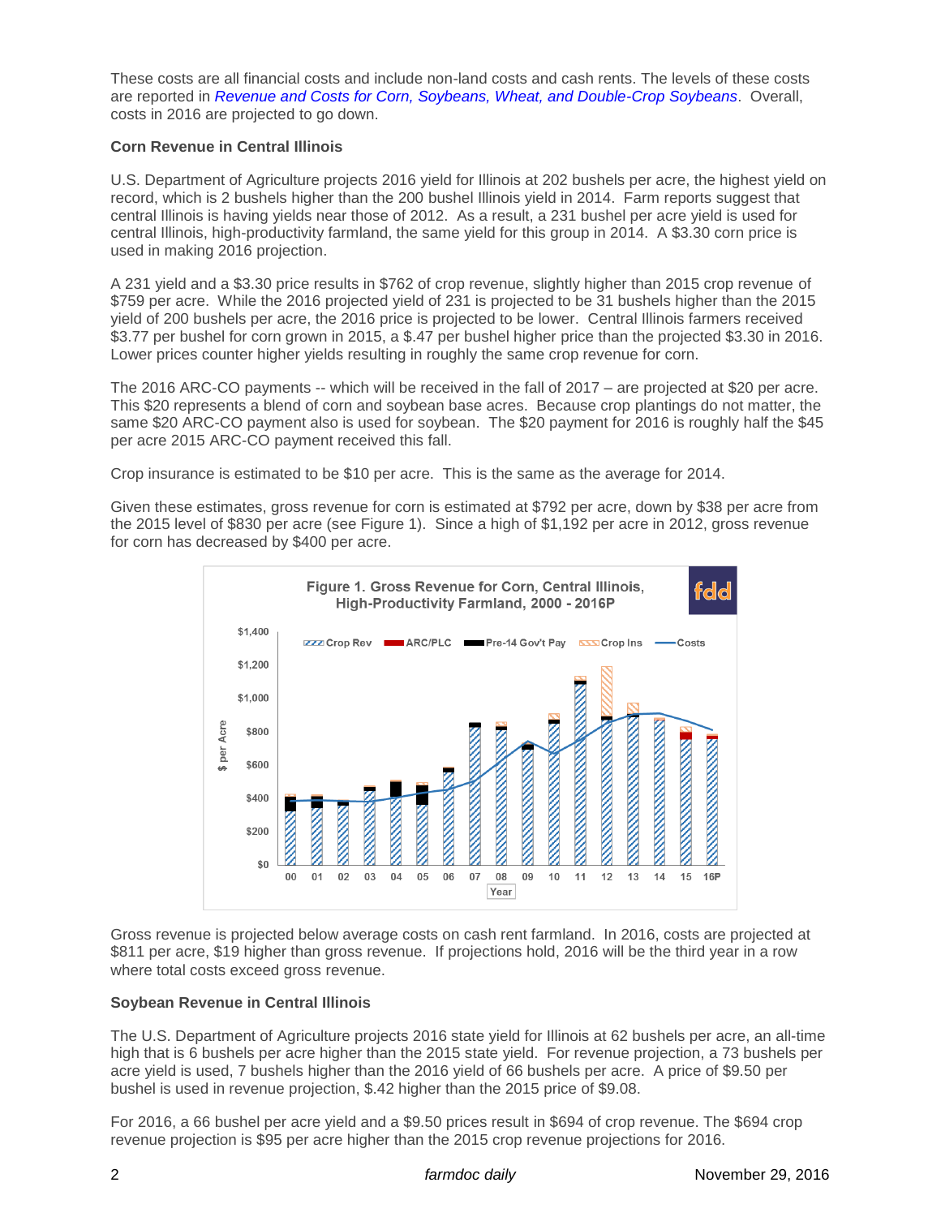These costs are all financial costs and include non-land costs and cash rents. The levels of these costs are reported in *Revenue and Costs for Corn, Soybeans, Wheat, and Double-Crop Soybeans*. Overall, costs in 2016 are projected to go down.

**Corn Revenue in Central Illinois**

U.S. Department of Agriculture projects 2016 yield for Illinois at 202 bushels per acre, the highest yield on record, which is 2 bushels higher than the 200 bushel Illinois yield in 2014. Farm reports suggest that central Illinois is having yields near those of 2012. As a result, a 231 bushel per acre yield is used for central Illinois, high-productivity farmland, the same yield for this group in 2014. A $3.30 corn price is used in making 2016 projection.

A 231 yield and a $3.30 price results in $762 of crop revenue, slightly higher than 2015 crop revenue of $759 per acre. While the 2016 projected yield of 231 is projected to be 31 bushels higher than the 2015 yield of 200 bushels per acre, the 2016 price is projected to be lower. Central Illinois farmers received $3.77 per bushel for corn grown in 2015, a $.47 per bushel higher price than the projected $3.30 in 2016. Lower prices counter higher yields resulting in roughly the same crop revenue for corn.

The 2016 ARC-CO payments -- which will be received in the fall of 2017 – are projected at $20 per acre. This $20 represents a blend of corn and soybean base acres. Because crop plantings do not matter, the same $20 ARC-CO payment also is used for soybean. The $20 payment for 2016 is roughly half the $45 per acre 2015 ARC-CO payment received this fall.

Crop insurance is estimated to be $10 per acre. This is the same as the average for 2014.

Given these estimates, gross revenue for corn is estimated at $792 per acre, down by $38 per acre from the 2015 level of $830 per acre (see Figure 1). Since a high of $1,192 per acre in 2012, gross revenue for corn has decreased by $400 per acre.

Figure 1. Gross Revenue for Corn, Central Illinois, High-Productivity Farmland, 2000 - 2016P

Gross revenue is projected below average costs on cash rent farmland. In 2016, costs are projected at $811 per acre, $19 higher than gross revenue. If projections hold, 2016 will be the third year in a row where total costs exceed gross revenue.

**Soybean Revenue in Central Illinois**

The U.S. Department of Agriculture projects 2016 state yield for Illinois at 62 bushels per acre, an all-time high that is 6 bushels per acre higher than the 2015 state yield. For revenue projection, a 73 bushels per acre yield is used, 7 bushels higher than the 2016 yield of 66 bushels per acre. A price of $9.50 per bushel is used in revenue projection, $.42 higher than the 2015 price of $9.08.

For 2016, a 66 bushel per acre yield and a $9.50 prices result in $694 of crop revenue. The $694 crop revenue projection is $95 per acre higher than the 2015 crop revenue projections for 2016.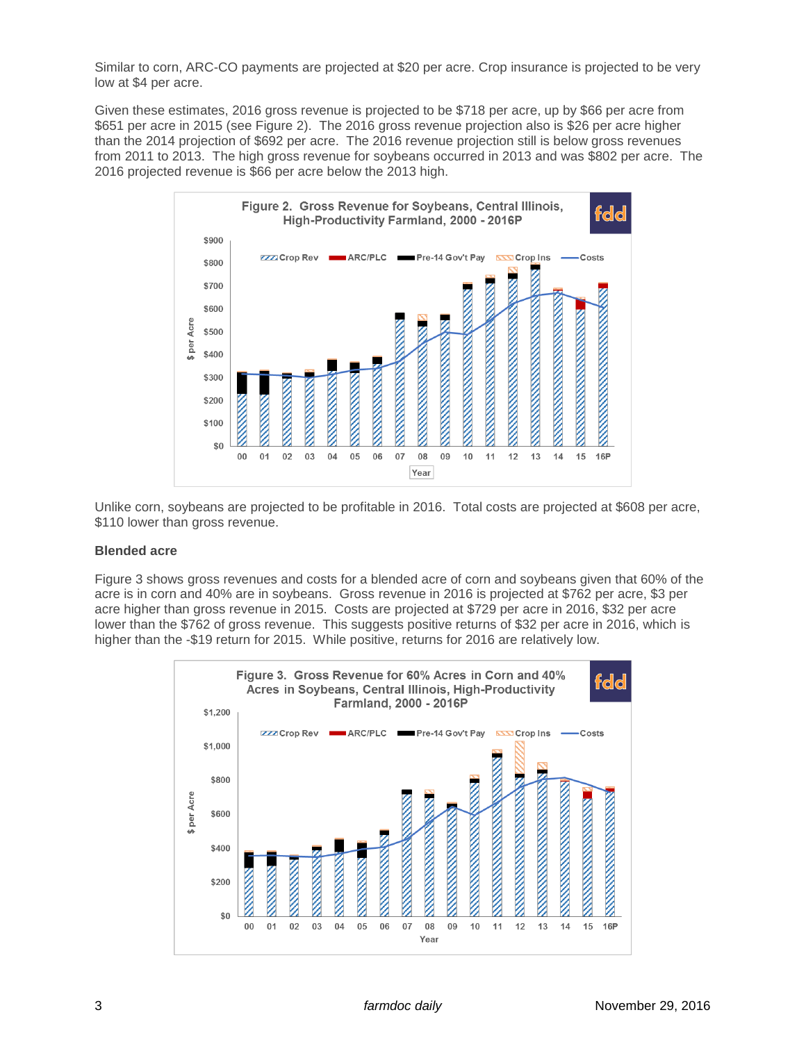Similar to corn, ARC-CO payments are projected at $20 per acre. Crop insurance is projected to be very low at $4 per acre.

Given these estimates, 2016 gross revenue is projected to be $718 per acre, up by $66 per acre from $651 per acre in 2015 (see Figure 2). The 2016 gross revenue projection also is $26 per acre higher than the 2014 projection of $692 per acre. The 2016 revenue projection still is below gross revenues from 2011 to 2013. The high gross revenue for soybeans occurred in 2013 and was $802 per acre. The 2016 projected revenue is $66 per acre below the 2013 high.

Figure 2. Gross Revenue for Soybeans, Central Illinois, High-Productivity Farmland, 2000 - 2016P

Unlike corn, soybeans are projected to be profitable in 2016. Total costs are projected at $608 per acre, $110 lower than gross revenue.

**Blended acre**

Figure 3 shows gross revenues and costs for a blended acre of corn and soybeans given that 60% of the acre is in corn and 40% are in soybeans. Gross revenue in 2016 is projected at $762 per acre, $3 per acre higher than gross revenue in 2015. Costs are projected at $729 per acre in 2016, $32 per acre lower than the $762 of gross revenue. This suggests positive returns of $32 per acre in 2016, which is higher than the -$19 return for 2015. While positive, returns for 2016 are relatively low.

Figure 3. Gross Revenue for 60% Acres in Corn and 40% Acres in Soybeans, Central Illinois, High-Productivity Farmland, 2000 - 2016P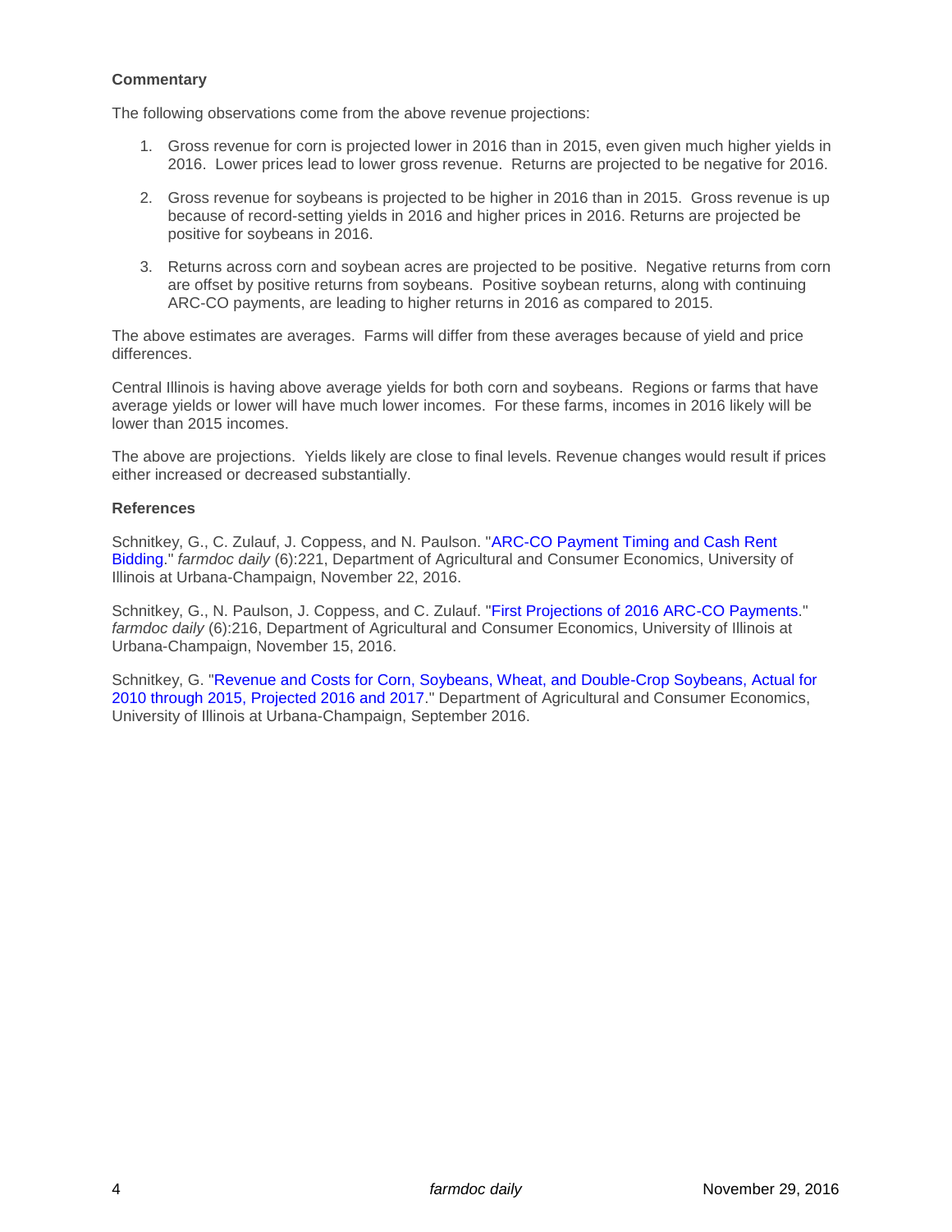**Commentary**

The following observations come from the above revenue projections:

1. Gross revenue for corn is projected lower in 2016 than in 2015, even given much higher yields in 2016. Lower prices lead to lower gross revenue. Returns are projected to be negative for 2016.

2. Gross revenue for soybeans is projected to be higher in 2016 than in 2015. Gross revenue is up because of record-setting yields in 2016 and higher prices in 2016. Returns are projected be positive for soybeans in 2016.

3. Returns across corn and soybean acres are projected to be positive. Negative returns from corn are offset by positive returns from soybeans. Positive soybean returns, along with continuing ARC-CO payments, are leading to higher returns in 2016 as compared to 2015.

The above estimates are averages. Farms will differ from these averages because of yield and price differences.

Central Illinois is having above average yields for both corn and soybeans. Regions or farms that have average yields or lower will have much lower incomes. For these farms, incomes in 2016 likely will be lower than 2015 incomes.

The above are projections. Yields likely are close to final levels. Revenue changes would result if prices either increased or decreased substantially.

**References**

Schnitkey, G., C. Zulauf, J. Coppess, and N. Paulson. "ARC-CO Payment Timing and Cash Rent Bidding." *farmdoc daily* (6):221, Department of Agricultural and Consumer Economics, University of Illinois at Urbana-Champaign, November 22, 2016.

Schnitkey, G., N. Paulson, J. Coppess, and C. Zulauf. "First Projections of 2016 ARC-CO Payments." *farmdoc daily* (6):216, Department of Agricultural and Consumer Economics, University of Illinois at Urbana-Champaign, November 15, 2016.

Schnitkey, G. "Revenue and Costs for Corn, Soybeans, Wheat, and Double-Crop Soybeans, Actual for 2010 through 2015, Projected 2016 and 2017." Department of Agricultural and Consumer Economics, University of Illinois at Urbana-Champaign, September 2016.